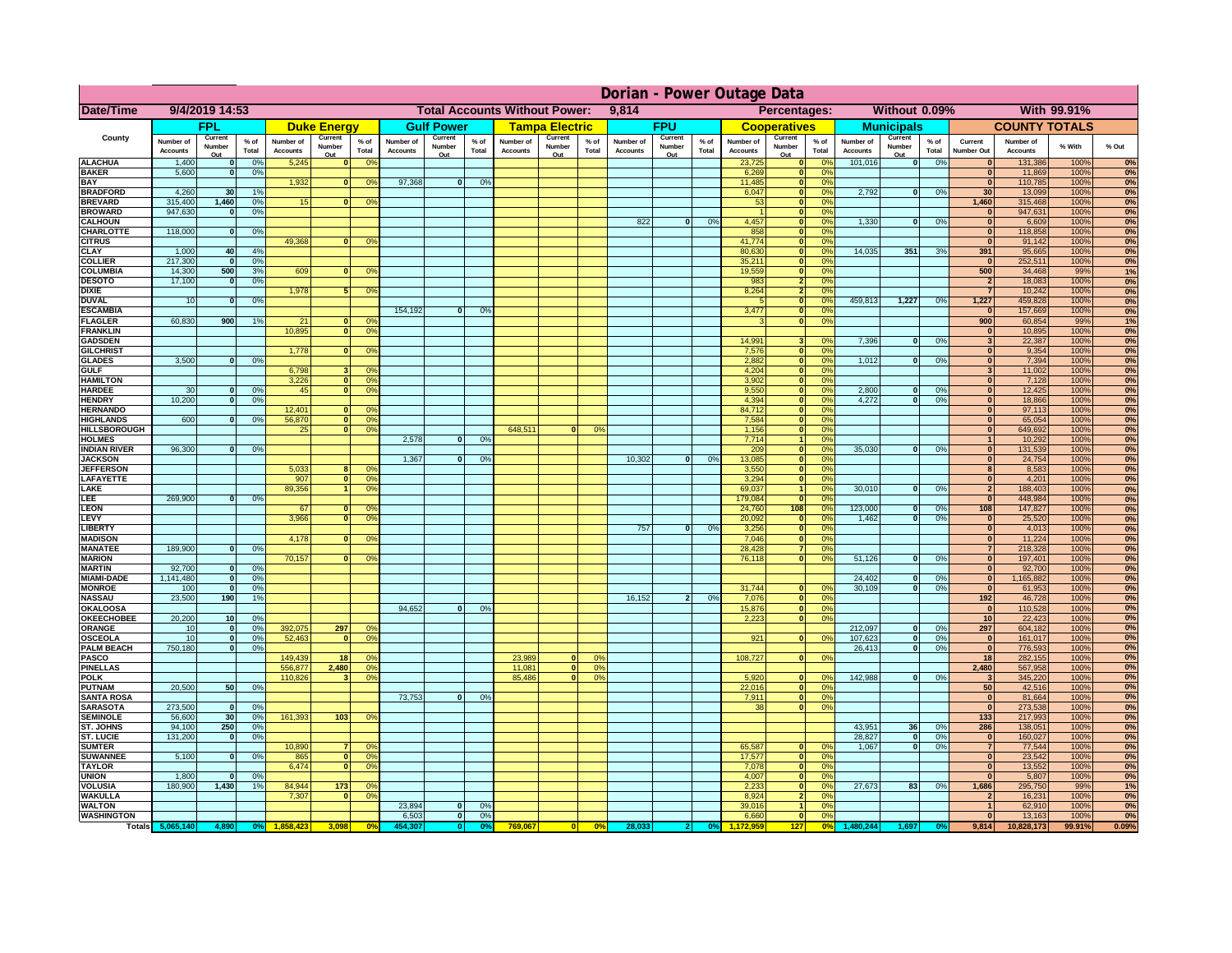# Dorian - Power Outage Data

| Date/Time | 9/4/2019 14:53 | | | | | | | Total Accounts Without Power: | | | 9,814 | | | | | | Percentages: | | | Without 0.09% | | | | With 99.91% | | |
|---|---|---|---|---|---|---|---|---|---|---|---|---|---|---|---|---|---|---|---|---|---|---|---|---|---|---|
| | FPL | | | Duke Energy | | | Gulf Power | | | Tampa Electric | | | FPU | | | Cooperatives | | | Municipals | | | COUNTY TOTALS | | | |
| County | Number of Accounts | Current Number Out | % of Total | Number of Accounts | Current Number Out | % of Total | Number of Accounts | Current Number Out | % of Total | Number of Accounts | Current Number Out | % of Total | Number of Accounts | Current Number Out | % of Total | Number of Accounts | Current Number Out | % of Total | Number of Accounts | Current Number Out | % of Total | Current Number Out | Number of Accounts | % With | % Out |
| ALACHUA | 1,400 | 0 | 0% | 5,245 | 0 | 0% | | | | | | | | | | 23,725 | 0 | 0% | 101,016 | 0 | 0% | 0 | 131,386 | 100% | 0% |
| BAKER | 5,600 | 0 | 0% | | | | | | | | | | | | | 6,269 | 0 | 0% | | | | 0 | 11,869 | 100% | 0% |
| BAY | | | | 1,932 | 0 | 0% | 97,368 | 0 | 0% | | | | | | | 11,485 | 0 | 0% | | | | 0 | 110,785 | 100% | 0% |
| BRADFORD | 4,260 | 30 | 1% | | | | | | | | | | | | | 6,047 | 0 | 0% | 2,792 | 0 | 0% | 30 | 13,099 | 100% | 0% |
| BREVARD | 315,400 | 1,460 | 0% | 15 | 0 | 0% | | | | | | | | | | 53 | 0 | 0% | | | | 1,460 | 315,468 | 100% | 0% |
| BROWARD | 947,630 | 0 | 0% | | | | | | | | | | | | | 1 | 0 | 0% | | | | 0 | 947,631 | 100% | 0% |
| CALHOUN | | | | | | | | | | | | | 822 | 0 | 0% | 4,457 | 0 | 0% | 1,330 | 0 | 0% | 0 | 6,609 | 100% | 0% |
| CHARLOTTE | 118,000 | 0 | 0% | | | | | | | | | | | | | 858 | 0 | 0% | | | | 0 | 118,858 | 100% | 0% |
| CITRUS | | | | 49,368 | 0 | 0% | | | | | | | | | | 41,774 | 0 | 0% | | | | 0 | 91,142 | 100% | 0% |
| CLAY | 1,000 | 40 | 4% | | | | | | | | | | | | | 80,630 | 0 | 0% | 14,035 | 351 | 3% | 391 | 95,665 | 100% | 0% |
| COLLIER | 217,300 | 0 | 0% | | | | | | | | | | | | | 35,211 | 0 | 0% | | | | 0 | 252,511 | 100% | 0% |
| COLUMBIA | 14,300 | 500 | 3% | 609 | 0 | 0% | | | | | | | | | | 19,559 | 0 | 0% | | | | 500 | 34,468 | 99% | 1% |
| DESOTO | 17,100 | 0 | 0% | | | | | | | | | | | | | 983 | 2 | 0% | | | | 2 | 18,083 | 100% | 0% |
| DIXIE | | | | 1,978 | 5 | 0% | | | | | | | | | | 8,264 | 2 | 0% | | | | 7 | 10,242 | 100% | 0% |
| DUVAL | 10 | 0 | 0% | | | | | | | | | | | | | 5 | 0 | 0% | 459,813 | 1,227 | 0% | 1,227 | 459,828 | 100% | 0% |
| ESCAMBIA | | | | | | | 154,192 | 0 | 0% | | | | | | | 3,477 | 0 | 0% | | | | 0 | 157,669 | 100% | 0% |
| FLAGLER | 60,830 | 900 | 1% | 21 | 0 | 0% | | | | | | | | | | 3 | 0 | 0% | | | | 900 | 60,854 | 99% | 1% |
| FRANKLIN | | | | 10,895 | 0 | 0% | | | | | | | | | | | | | | | | 0 | 10,895 | 100% | 0% |
| GADSDEN | | | | | | | | | | | | | | | | 14,991 | 3 | 0% | 7,396 | 0 | 0% | 3 | 22,387 | 100% | 0% |
| GILCHRIST | | | | 1,778 | 0 | 0% | | | | | | | | | | 7,576 | 0 | 0% | | | | 0 | 9,354 | 100% | 0% |
| GLADES | 3,500 | 0 | 0% | | | | | | | | | | | | | 2,882 | 0 | 0% | 1,012 | 0 | 0% | 0 | 7,394 | 100% | 0% |
| GULF | | | | 6,798 | 3 | 0% | | | | | | | | | | 4,204 | 0 | 0% | | | | 3 | 11,002 | 100% | 0% |
| HAMILTON | | | | 3,226 | 0 | 0% | | | | | | | | | | 3,902 | 0 | 0% | | | | 0 | 7,128 | 100% | 0% |
| HARDEE | 30 | 0 | 0% | 45 | 0 | 0% | | | | | | | | | | 9,550 | 0 | 0% | 2,800 | 0 | 0% | 0 | 12,425 | 100% | 0% |
| HENDRY | 10,200 | 0 | 0% | | | | | | | | | | | | | 4,394 | 0 | 0% | 4,272 | 0 | 0% | 0 | 18,866 | 100% | 0% |
| HERNANDO | | | | 12,401 | 0 | 0% | | | | | | | | | | 84,712 | 0 | 0% | | | | 0 | 97,113 | 100% | 0% |
| HIGHLANDS | 600 | 0 | 0% | 56,870 | 0 | 0% | | | | | | | | | | 7,584 | 0 | 0% | | | | 0 | 65,054 | 100% | 0% |
| HILLSBOROUGH | | | | 25 | 0 | 0% | | | | 648,511 | 0 | 0% | | | | 1,156 | 0 | 0% | | | | 0 | 649,692 | 100% | 0% |
| HOLMES | | | | | | | 2,578 | 0 | 0% | | | | | | | 7,714 | 1 | 0% | | | | 1 | 10,292 | 100% | 0% |
| INDIAN RIVER | 96,300 | 0 | 0% | | | | | | | | | | | | | 209 | 0 | 0% | 35,030 | 0 | 0% | 0 | 131,539 | 100% | 0% |
| JACKSON | | | | | | | 1,367 | 0 | 0% | | | | 10,302 | 0 | 0% | 13,085 | 0 | 0% | | | | 0 | 24,754 | 100% | 0% |
| JEFFERSON | | | | 5,033 | 8 | 0% | | | | | | | | | | 3,550 | 0 | 0% | | | | 8 | 8,583 | 100% | 0% |
| LAFAYETTE | | | | 907 | 0 | 0% | | | | | | | | | | 3,294 | 0 | 0% | | | | 0 | 4,201 | 100% | 0% |
| LAKE | | | | 89,356 | 1 | 0% | | | | | | | | | | 69,037 | 1 | 0% | 30,010 | 0 | 0% | 2 | 188,403 | 100% | 0% |
| LEE | 269,900 | 0 | 0% | | | | | | | | | | | | | 179,084 | 0 | 0% | | | | 0 | 448,984 | 100% | 0% |
| LEON | | | | 67 | 0 | 0% | | | | | | | | | | 24,760 | 108 | 0% | 123,000 | 0 | 0% | 108 | 147,827 | 100% | 0% |
| LEVY | | | | 3,966 | 0 | 0% | | | | | | | | | | 20,092 | 0 | 0% | 1,462 | 0 | 0% | 0 | 25,520 | 100% | 0% |
| LIBERTY | | | | | | | | | | | | | 757 | 0 | 0% | 3,256 | 0 | 0% | | | | 0 | 4,013 | 100% | 0% |
| MADISON | | | | 4,178 | 0 | 0% | | | | | | | | | | 7,046 | 0 | 0% | | | | 0 | 11,224 | 100% | 0% |
| MANATEE | 189,900 | 0 | 0% | | | | | | | | | | | | | 28,428 | 7 | 0% | | | | 7 | 218,328 | 100% | 0% |
| MARION | | | | 70,157 | 0 | 0% | | | | | | | | | | 76,118 | 0 | 0% | 51,126 | 0 | 0% | 0 | 197,401 | 100% | 0% |
| MARTIN | 92,700 | 0 | 0% | | | | | | | | | | | | | | | | | | | 0 | 92,700 | 100% | 0% |
| MIAMI-DADE | 1,141,480 | 0 | 0% | | | | | | | | | | | | | | | | 24,402 | 0 | 0% | 0 | 1,165,882 | 100% | 0% |
| MONROE | 100 | 0 | 0% | | | | | | | | | | | | | 31,744 | 0 | 0% | 30,109 | 0 | 0% | 0 | 61,953 | 100% | 0% |
| NASSAU | 23,500 | 190 | 1% | | | | | | | | | | 16,152 | 2 | 0% | 7,076 | 0 | 0% | | | | 192 | 46,728 | 100% | 0% |
| OKALOOSA | | | | | | | 94,652 | 0 | 0% | | | | | | | 15,876 | 0 | 0% | | | | 0 | 110,528 | 100% | 0% |
| OKEECHOBEE | 20,200 | 10 | 0% | | | | | | | | | | | | | 2,223 | 0 | 0% | | | | 10 | 22,423 | 100% | 0% |
| ORANGE | 10 | 0 | 0% | 392,075 | 297 | 0% | | | | | | | | | | | | | 212,097 | 0 | 0% | 297 | 604,182 | 100% | 0% |
| OSCEOLA | 10 | 0 | 0% | 52,463 | 0 | 0% | | | | | | | | | | 921 | 0 | 0% | 107,623 | 0 | 0% | 0 | 161,017 | 100% | 0% |
| PALM BEACH | 750,180 | 0 | 0% | | | | | | | | | | | | | | | | 26,413 | 0 | 0% | 0 | 776,593 | 100% | 0% |
| PASCO | | | | 149,439 | 18 | 0% | | | | 23,989 | 0 | 0% | | | | 108,727 | 0 | 0% | | | | 18 | 282,155 | 100% | 0% |
| PINELLAS | | | | 556,877 | 2,480 | 0% | | | | 11,081 | 0 | 0% | | | | | | | | | | 2,480 | 567,958 | 100% | 0% |
| POLK | | | | 110,826 | 3 | 0% | | | | 85,486 | 0 | 0% | | | | 5,920 | 0 | 0% | 142,988 | 0 | 0% | 3 | 345,220 | 100% | 0% |
| PUTNAM | 20,500 | 50 | 0% | | | | | | | | | | | | | 22,016 | 0 | 0% | | | | 50 | 42,516 | 100% | 0% |
| SANTA ROSA | | | | | | | 73,753 | 0 | 0% | | | | | | | 7,911 | 0 | 0% | | | | 0 | 81,664 | 100% | 0% |
| SARASOTA | 273,500 | 0 | 0% | | | | | | | | | | | | | 38 | 0 | 0% | | | | 0 | 273,538 | 100% | 0% |
| SEMINOLE | 56,600 | 30 | 0% | 161,393 | 103 | 0% | | | | | | | | | | | | | | | | 133 | 217,993 | 100% | 0% |
| ST. JOHNS | 94,100 | 250 | 0% | | | | | | | | | | | | | | | | 43,951 | 36 | 0% | 286 | 138,051 | 100% | 0% |
| ST. LUCIE | 131,200 | 0 | 0% | | | | | | | | | | | | | | | | 28,827 | 0 | 0% | 0 | 160,027 | 100% | 0% |
| SUMTER | | | | 10,890 | 7 | 0% | | | | | | | | | | 65,587 | 0 | 0% | 1,067 | 0 | 0% | 7 | 77,544 | 100% | 0% |
| SUWANNEE | 5,100 | 0 | 0% | 865 | 0 | 0% | | | | | | | | | | 17,577 | 0 | 0% | | | | 0 | 23,542 | 100% | 0% |
| TAYLOR | | | | 6,474 | 0 | 0% | | | | | | | | | | 7,078 | 0 | 0% | | | | 0 | 13,552 | 100% | 0% |
| UNION | 1,800 | 0 | 0% | | | | | | | | | | | | | 4,007 | 0 | 0% | | | | 0 | 5,807 | 100% | 0% |
| VOLUSIA | 180,900 | 1,430 | 1% | 84,944 | 173 | 0% | | | | | | | | | | 2,233 | 0 | 0% | 27,673 | 83 | 0% | 1,686 | 295,750 | 99% | 1% |
| WAKULLA | | | | 7,307 | 0 | 0% | | | | | | | | | | 8,924 | 2 | 0% | | | | 2 | 16,231 | 100% | 0% |
| WALTON | | | | | | | 23,894 | 0 | 0% | | | | | | | 39,016 | 1 | 0% | | | | 1 | 62,910 | 100% | 0% |
| WASHINGTON | | | | | | | 6,503 | 0 | 0% | | | | | | | 6,660 | 0 | 0% | | | | 0 | 13,163 | 100% | 0% |
| Totals | 5,065,140 | 4,890 | 0% | 1,858,423 | 3,098 | 0% | 454,307 | 0 | 0% | 769,067 | 0 | 0% | 28,033 | 2 | 0% | 1,172,959 | 127 | 0% | 1,480,244 | 1,697 | 0% | 9,814 | 10,828,173 | 99.91% | 0.09% |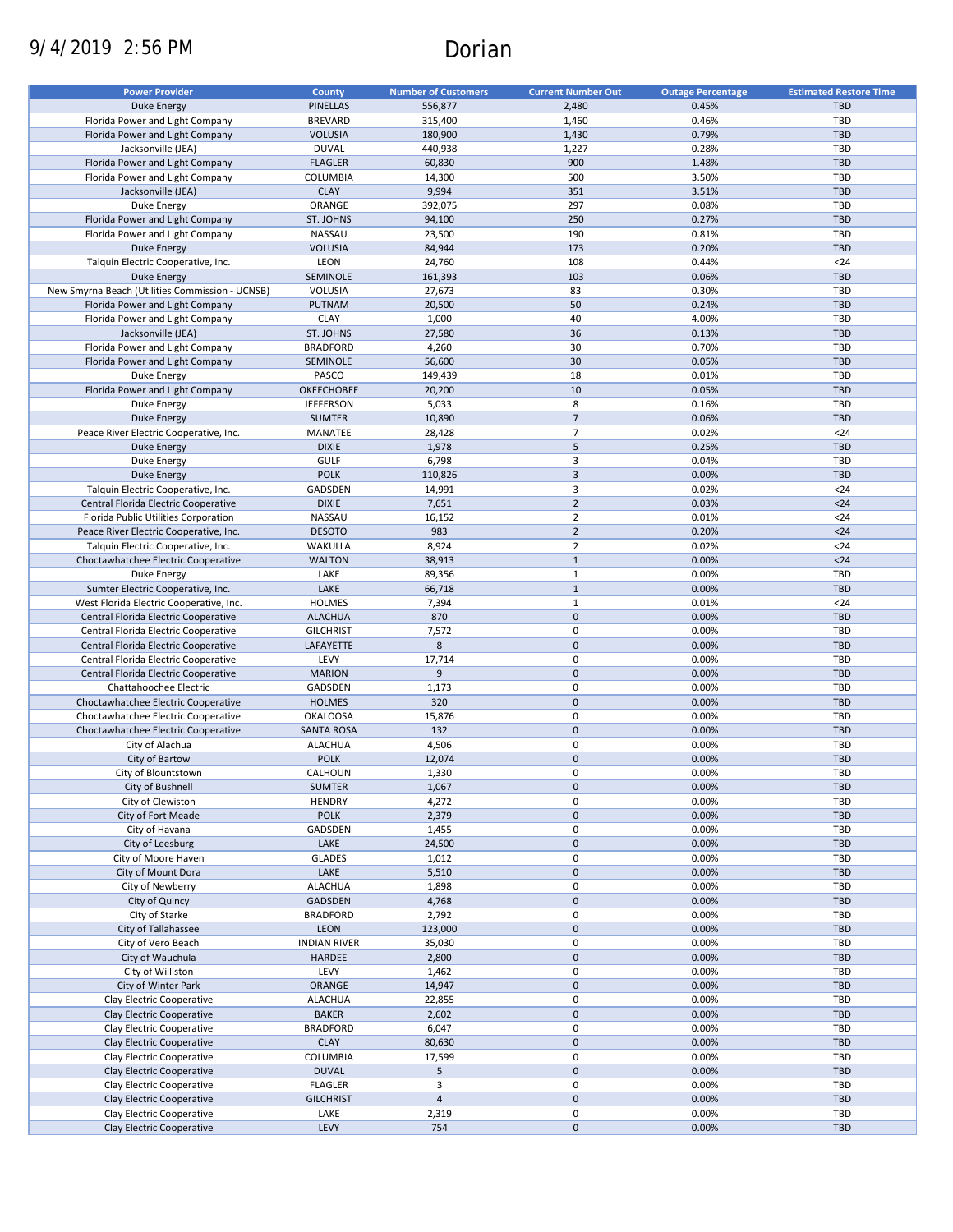9/4/2019 2:56 PM

# Dorian

| Power Provider | County | Number of Customers | Current Number Out | Outage Percentage | Estimated Restore Time |
|---|---|---|---|---|---|
| Duke Energy | PINELLAS | 556,877 | 2,480 | 0.45% | TBD |
| Florida Power and Light Company | BREVARD | 315,400 | 1,460 | 0.46% | TBD |
| Florida Power and Light Company | VOLUSIA | 180,900 | 1,430 | 0.79% | TBD |
| Jacksonville (JEA) | DUVAL | 440,938 | 1,227 | 0.28% | TBD |
| Florida Power and Light Company | FLAGLER | 60,830 | 900 | 1.48% | TBD |
| Florida Power and Light Company | COLUMBIA | 14,300 | 500 | 3.50% | TBD |
| Jacksonville (JEA) | CLAY | 9,994 | 351 | 3.51% | TBD |
| Duke Energy | ORANGE | 392,075 | 297 | 0.08% | TBD |
| Florida Power and Light Company | ST. JOHNS | 94,100 | 250 | 0.27% | TBD |
| Florida Power and Light Company | NASSAU | 23,500 | 190 | 0.81% | TBD |
| Duke Energy | VOLUSIA | 84,944 | 173 | 0.20% | TBD |
| Talquin Electric Cooperative, Inc. | LEON | 24,760 | 108 | 0.44% | <24 |
| Duke Energy | SEMINOLE | 161,393 | 103 | 0.06% | TBD |
| New Smyrna Beach (Utilities Commission - UCNSB) | VOLUSIA | 27,673 | 83 | 0.30% | TBD |
| Florida Power and Light Company | PUTNAM | 20,500 | 50 | 0.24% | TBD |
| Florida Power and Light Company | CLAY | 1,000 | 40 | 4.00% | TBD |
| Jacksonville (JEA) | ST. JOHNS | 27,580 | 36 | 0.13% | TBD |
| Florida Power and Light Company | BRADFORD | 4,260 | 30 | 0.70% | TBD |
| Florida Power and Light Company | SEMINOLE | 56,600 | 30 | 0.05% | TBD |
| Duke Energy | PASCO | 149,439 | 18 | 0.01% | TBD |
| Florida Power and Light Company | OKEECHOBEE | 20,200 | 10 | 0.05% | TBD |
| Duke Energy | JEFFERSON | 5,033 | 8 | 0.16% | TBD |
| Duke Energy | SUMTER | 10,890 | 7 | 0.06% | TBD |
| Peace River Electric Cooperative, Inc. | MANATEE | 28,428 | 7 | 0.02% | <24 |
| Duke Energy | DIXIE | 1,978 | 5 | 0.25% | TBD |
| Duke Energy | GULF | 6,798 | 3 | 0.04% | TBD |
| Duke Energy | POLK | 110,826 | 3 | 0.00% | TBD |
| Talquin Electric Cooperative, Inc. | GADSDEN | 14,991 | 3 | 0.02% | <24 |
| Central Florida Electric Cooperative | DIXIE | 7,651 | 2 | 0.03% | <24 |
| Florida Public Utilities Corporation | NASSAU | 16,152 | 2 | 0.01% | <24 |
| Peace River Electric Cooperative, Inc. | DESOTO | 983 | 2 | 0.20% | <24 |
| Talquin Electric Cooperative, Inc. | WAKULLA | 8,924 | 2 | 0.02% | <24 |
| Choctawhatchee Electric Cooperative | WALTON | 38,913 | 1 | 0.00% | <24 |
| Duke Energy | LAKE | 89,356 | 1 | 0.00% | TBD |
| Sumter Electric Cooperative, Inc. | LAKE | 66,718 | 1 | 0.00% | TBD |
| West Florida Electric Cooperative, Inc. | HOLMES | 7,394 | 1 | 0.01% | <24 |
| Central Florida Electric Cooperative | ALACHUA | 870 | 0 | 0.00% | TBD |
| Central Florida Electric Cooperative | GILCHRIST | 7,572 | 0 | 0.00% | TBD |
| Central Florida Electric Cooperative | LAFAYETTE | 8 | 0 | 0.00% | TBD |
| Central Florida Electric Cooperative | LEVY | 17,714 | 0 | 0.00% | TBD |
| Central Florida Electric Cooperative | MARION | 9 | 0 | 0.00% | TBD |
| Chattahoochee Electric | GADSDEN | 1,173 | 0 | 0.00% | TBD |
| Choctawhatchee Electric Cooperative | HOLMES | 320 | 0 | 0.00% | TBD |
| Choctawhatchee Electric Cooperative | OKALOOSA | 15,876 | 0 | 0.00% | TBD |
| Choctawhatchee Electric Cooperative | SANTA ROSA | 132 | 0 | 0.00% | TBD |
| City of Alachua | ALACHUA | 4,506 | 0 | 0.00% | TBD |
| City of Bartow | POLK | 12,074 | 0 | 0.00% | TBD |
| City of Blountstown | CALHOUN | 1,330 | 0 | 0.00% | TBD |
| City of Bushnell | SUMTER | 1,067 | 0 | 0.00% | TBD |
| City of Clewiston | HENDRY | 4,272 | 0 | 0.00% | TBD |
| City of Fort Meade | POLK | 2,379 | 0 | 0.00% | TBD |
| City of Havana | GADSDEN | 1,455 | 0 | 0.00% | TBD |
| City of Leesburg | LAKE | 24,500 | 0 | 0.00% | TBD |
| City of Moore Haven | GLADES | 1,012 | 0 | 0.00% | TBD |
| City of Mount Dora | LAKE | 5,510 | 0 | 0.00% | TBD |
| City of Newberry | ALACHUA | 1,898 | 0 | 0.00% | TBD |
| City of Quincy | GADSDEN | 4,768 | 0 | 0.00% | TBD |
| City of Starke | BRADFORD | 2,792 | 0 | 0.00% | TBD |
| City of Tallahassee | LEON | 123,000 | 0 | 0.00% | TBD |
| City of Vero Beach | INDIAN RIVER | 35,030 | 0 | 0.00% | TBD |
| City of Wauchula | HARDEE | 2,800 | 0 | 0.00% | TBD |
| City of Williston | LEVY | 1,462 | 0 | 0.00% | TBD |
| City of Winter Park | ORANGE | 14,947 | 0 | 0.00% | TBD |
| Clay Electric Cooperative | ALACHUA | 22,855 | 0 | 0.00% | TBD |
| Clay Electric Cooperative | BAKER | 2,602 | 0 | 0.00% | TBD |
| Clay Electric Cooperative | BRADFORD | 6,047 | 0 | 0.00% | TBD |
| Clay Electric Cooperative | CLAY | 80,630 | 0 | 0.00% | TBD |
| Clay Electric Cooperative | COLUMBIA | 17,599 | 0 | 0.00% | TBD |
| Clay Electric Cooperative | DUVAL | 5 | 0 | 0.00% | TBD |
| Clay Electric Cooperative | FLAGLER | 3 | 0 | 0.00% | TBD |
| Clay Electric Cooperative | GILCHRIST | 4 | 0 | 0.00% | TBD |
| Clay Electric Cooperative | LAKE | 2,319 | 0 | 0.00% | TBD |
| Clay Electric Cooperative | LEVY | 754 | 0 | 0.00% | TBD |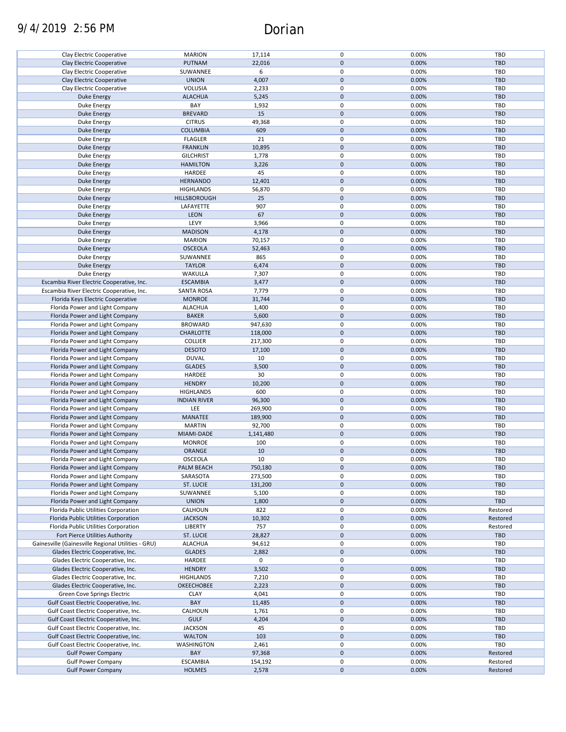| | | | | | |
|---|---|---|---|---|---|
| Clay Electric Cooperative | MARION | 17,114 | 0 | 0.00% | TBD |
| Clay Electric Cooperative | PUTNAM | 22,016 | 0 | 0.00% | TBD |
| Clay Electric Cooperative | SUWANNEE | 6 | 0 | 0.00% | TBD |
| Clay Electric Cooperative | UNION | 4,007 | 0 | 0.00% | TBD |
| Clay Electric Cooperative | VOLUSIA | 2,233 | 0 | 0.00% | TBD |
| Duke Energy | ALACHUA | 5,245 | 0 | 0.00% | TBD |
| Duke Energy | BAY | 1,932 | 0 | 0.00% | TBD |
| Duke Energy | BREVARD | 15 | 0 | 0.00% | TBD |
| Duke Energy | CITRUS | 49,368 | 0 | 0.00% | TBD |
| Duke Energy | COLUMBIA | 609 | 0 | 0.00% | TBD |
| Duke Energy | FLAGLER | 21 | 0 | 0.00% | TBD |
| Duke Energy | FRANKLIN | 10,895 | 0 | 0.00% | TBD |
| Duke Energy | GILCHRIST | 1,778 | 0 | 0.00% | TBD |
| Duke Energy | HAMILTON | 3,226 | 0 | 0.00% | TBD |
| Duke Energy | HARDEE | 45 | 0 | 0.00% | TBD |
| Duke Energy | HERNANDO | 12,401 | 0 | 0.00% | TBD |
| Duke Energy | HIGHLANDS | 56,870 | 0 | 0.00% | TBD |
| Duke Energy | HILLSBOROUGH | 25 | 0 | 0.00% | TBD |
| Duke Energy | LAFAYETTE | 907 | 0 | 0.00% | TBD |
| Duke Energy | LEON | 67 | 0 | 0.00% | TBD |
| Duke Energy | LEVY | 3,966 | 0 | 0.00% | TBD |
| Duke Energy | MADISON | 4,178 | 0 | 0.00% | TBD |
| Duke Energy | MARION | 70,157 | 0 | 0.00% | TBD |
| Duke Energy | OSCEOLA | 52,463 | 0 | 0.00% | TBD |
| Duke Energy | SUWANNEE | 865 | 0 | 0.00% | TBD |
| Duke Energy | TAYLOR | 6,474 | 0 | 0.00% | TBD |
| Duke Energy | WAKULLA | 7,307 | 0 | 0.00% | TBD |
| Escambia River Electric Cooperative, Inc. | ESCAMBIA | 3,477 | 0 | 0.00% | TBD |
| Escambia River Electric Cooperative, Inc. | SANTA ROSA | 7,779 | 0 | 0.00% | TBD |
| Florida Keys Electric Cooperative | MONROE | 31,744 | 0 | 0.00% | TBD |
| Florida Power and Light Company | ALACHUA | 1,400 | 0 | 0.00% | TBD |
| Florida Power and Light Company | BAKER | 5,600 | 0 | 0.00% | TBD |
| Florida Power and Light Company | BROWARD | 947,630 | 0 | 0.00% | TBD |
| Florida Power and Light Company | CHARLOTTE | 118,000 | 0 | 0.00% | TBD |
| Florida Power and Light Company | COLLIER | 217,300 | 0 | 0.00% | TBD |
| Florida Power and Light Company | DESOTO | 17,100 | 0 | 0.00% | TBD |
| Florida Power and Light Company | DUVAL | 10 | 0 | 0.00% | TBD |
| Florida Power and Light Company | GLADES | 3,500 | 0 | 0.00% | TBD |
| Florida Power and Light Company | HARDEE | 30 | 0 | 0.00% | TBD |
| Florida Power and Light Company | HENDRY | 10,200 | 0 | 0.00% | TBD |
| Florida Power and Light Company | HIGHLANDS | 600 | 0 | 0.00% | TBD |
| Florida Power and Light Company | INDIAN RIVER | 96,300 | 0 | 0.00% | TBD |
| Florida Power and Light Company | LEE | 269,900 | 0 | 0.00% | TBD |
| Florida Power and Light Company | MANATEE | 189,900 | 0 | 0.00% | TBD |
| Florida Power and Light Company | MARTIN | 92,700 | 0 | 0.00% | TBD |
| Florida Power and Light Company | MIAMI-DADE | 1,141,480 | 0 | 0.00% | TBD |
| Florida Power and Light Company | MONROE | 100 | 0 | 0.00% | TBD |
| Florida Power and Light Company | ORANGE | 10 | 0 | 0.00% | TBD |
| Florida Power and Light Company | OSCEOLA | 10 | 0 | 0.00% | TBD |
| Florida Power and Light Company | PALM BEACH | 750,180 | 0 | 0.00% | TBD |
| Florida Power and Light Company | SARASOTA | 273,500 | 0 | 0.00% | TBD |
| Florida Power and Light Company | ST. LUCIE | 131,200 | 0 | 0.00% | TBD |
| Florida Power and Light Company | SUWANNEE | 5,100 | 0 | 0.00% | TBD |
| Florida Power and Light Company | UNION | 1,800 | 0 | 0.00% | TBD |
| Florida Public Utilities Corporation | CALHOUN | 822 | 0 | 0.00% | Restored |
| Florida Public Utilities Corporation | JACKSON | 10,302 | 0 | 0.00% | Restored |
| Florida Public Utilities Corporation | LIBERTY | 757 | 0 | 0.00% | Restored |
| Fort Pierce Utilities Authority | ST. LUCIE | 28,827 | 0 | 0.00% | TBD |
| Gainesville (Gainesville Regional Utilities - GRU) | ALACHUA | 94,612 | 0 | 0.00% | TBD |
| Glades Electric Cooperative, Inc. | GLADES | 2,882 | 0 | 0.00% | TBD |
| Glades Electric Cooperative, Inc. | HARDEE | 0 | 0 | | TBD |
| Glades Electric Cooperative, Inc. | HENDRY | 3,502 | 0 | 0.00% | TBD |
| Glades Electric Cooperative, Inc. | HIGHLANDS | 7,210 | 0 | 0.00% | TBD |
| Glades Electric Cooperative, Inc. | OKEECHOBEE | 2,223 | 0 | 0.00% | TBD |
| Green Cove Springs Electric | CLAY | 4,041 | 0 | 0.00% | TBD |
| Gulf Coast Electric Cooperative, Inc. | BAY | 11,485 | 0 | 0.00% | TBD |
| Gulf Coast Electric Cooperative, Inc. | CALHOUN | 1,761 | 0 | 0.00% | TBD |
| Gulf Coast Electric Cooperative, Inc. | GULF | 4,204 | 0 | 0.00% | TBD |
| Gulf Coast Electric Cooperative, Inc. | JACKSON | 45 | 0 | 0.00% | TBD |
| Gulf Coast Electric Cooperative, Inc. | WALTON | 103 | 0 | 0.00% | TBD |
| Gulf Coast Electric Cooperative, Inc. | WASHINGTON | 2,461 | 0 | 0.00% | TBD |
| Gulf Power Company | BAY | 97,368 | 0 | 0.00% | Restored |
| Gulf Power Company | ESCAMBIA | 154,192 | 0 | 0.00% | Restored |
| Gulf Power Company | HOLMES | 2,578 | 0 | 0.00% | Restored |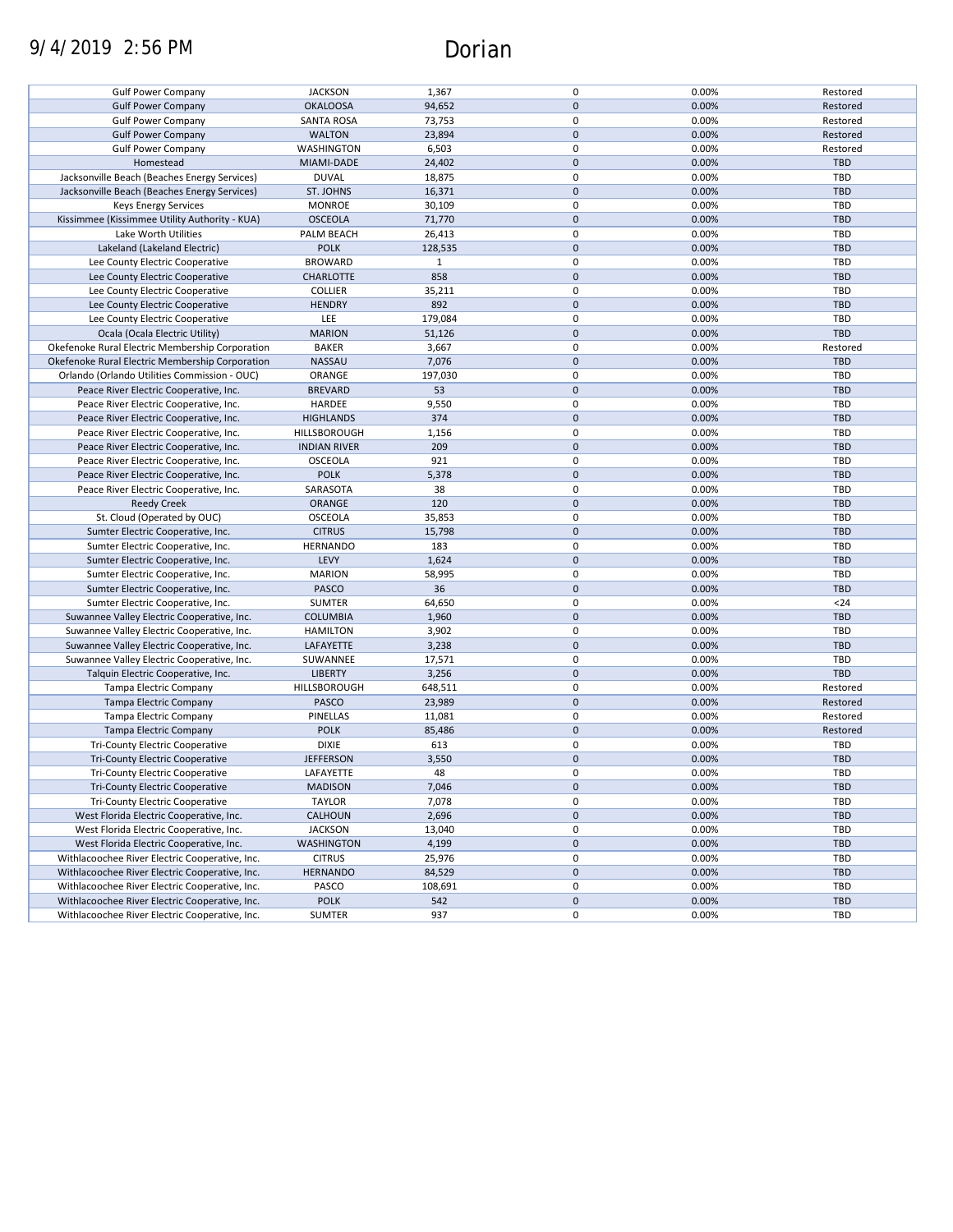9/4/2019 2:56 PM

# Dorian

| | | | | | |
|---|---|---|---|---|---|
| Gulf Power Company | JACKSON | 1,367 | 0 | 0.00% | Restored |
| Gulf Power Company | OKALOOSA | 94,652 | 0 | 0.00% | Restored |
| Gulf Power Company | SANTA ROSA | 73,753 | 0 | 0.00% | Restored |
| Gulf Power Company | WALTON | 23,894 | 0 | 0.00% | Restored |
| Gulf Power Company | WASHINGTON | 6,503 | 0 | 0.00% | Restored |
| Homestead | MIAMI-DADE | 24,402 | 0 | 0.00% | TBD |
| Jacksonville Beach (Beaches Energy Services) | DUVAL | 18,875 | 0 | 0.00% | TBD |
| Jacksonville Beach (Beaches Energy Services) | ST. JOHNS | 16,371 | 0 | 0.00% | TBD |
| Keys Energy Services | MONROE | 30,109 | 0 | 0.00% | TBD |
| Kissimmee (Kissimmee Utility Authority - KUA) | OSCEOLA | 71,770 | 0 | 0.00% | TBD |
| Lake Worth Utilities | PALM BEACH | 26,413 | 0 | 0.00% | TBD |
| Lakeland (Lakeland Electric) | POLK | 128,535 | 0 | 0.00% | TBD |
| Lee County Electric Cooperative | BROWARD | 1 | 0 | 0.00% | TBD |
| Lee County Electric Cooperative | CHARLOTTE | 858 | 0 | 0.00% | TBD |
| Lee County Electric Cooperative | COLLIER | 35,211 | 0 | 0.00% | TBD |
| Lee County Electric Cooperative | HENDRY | 892 | 0 | 0.00% | TBD |
| Lee County Electric Cooperative | LEE | 179,084 | 0 | 0.00% | TBD |
| Ocala (Ocala Electric Utility) | MARION | 51,126 | 0 | 0.00% | TBD |
| Okefenoke Rural Electric Membership Corporation | BAKER | 3,667 | 0 | 0.00% | Restored |
| Okefenoke Rural Electric Membership Corporation | NASSAU | 7,076 | 0 | 0.00% | TBD |
| Orlando (Orlando Utilities Commission - OUC) | ORANGE | 197,030 | 0 | 0.00% | TBD |
| Peace River Electric Cooperative, Inc. | BREVARD | 53 | 0 | 0.00% | TBD |
| Peace River Electric Cooperative, Inc. | HARDEE | 9,550 | 0 | 0.00% | TBD |
| Peace River Electric Cooperative, Inc. | HIGHLANDS | 374 | 0 | 0.00% | TBD |
| Peace River Electric Cooperative, Inc. | HILLSBOROUGH | 1,156 | 0 | 0.00% | TBD |
| Peace River Electric Cooperative, Inc. | INDIAN RIVER | 209 | 0 | 0.00% | TBD |
| Peace River Electric Cooperative, Inc. | OSCEOLA | 921 | 0 | 0.00% | TBD |
| Peace River Electric Cooperative, Inc. | POLK | 5,378 | 0 | 0.00% | TBD |
| Peace River Electric Cooperative, Inc. | SARASOTA | 38 | 0 | 0.00% | TBD |
| Reedy Creek | ORANGE | 120 | 0 | 0.00% | TBD |
| St. Cloud (Operated by OUC) | OSCEOLA | 35,853 | 0 | 0.00% | TBD |
| Sumter Electric Cooperative, Inc. | CITRUS | 15,798 | 0 | 0.00% | TBD |
| Sumter Electric Cooperative, Inc. | HERNANDO | 183 | 0 | 0.00% | TBD |
| Sumter Electric Cooperative, Inc. | LEVY | 1,624 | 0 | 0.00% | TBD |
| Sumter Electric Cooperative, Inc. | MARION | 58,995 | 0 | 0.00% | TBD |
| Sumter Electric Cooperative, Inc. | PASCO | 36 | 0 | 0.00% | TBD |
| Sumter Electric Cooperative, Inc. | SUMTER | 64,650 | 0 | 0.00% | <24 |
| Suwannee Valley Electric Cooperative, Inc. | COLUMBIA | 1,960 | 0 | 0.00% | TBD |
| Suwannee Valley Electric Cooperative, Inc. | HAMILTON | 3,902 | 0 | 0.00% | TBD |
| Suwannee Valley Electric Cooperative, Inc. | LAFAYETTE | 3,238 | 0 | 0.00% | TBD |
| Suwannee Valley Electric Cooperative, Inc. | SUWANNEE | 17,571 | 0 | 0.00% | TBD |
| Talquin Electric Cooperative, Inc. | LIBERTY | 3,256 | 0 | 0.00% | TBD |
| Tampa Electric Company | HILLSBOROUGH | 648,511 | 0 | 0.00% | Restored |
| Tampa Electric Company | PASCO | 23,989 | 0 | 0.00% | Restored |
| Tampa Electric Company | PINELLAS | 11,081 | 0 | 0.00% | Restored |
| Tampa Electric Company | POLK | 85,486 | 0 | 0.00% | Restored |
| Tri-County Electric Cooperative | DIXIE | 613 | 0 | 0.00% | TBD |
| Tri-County Electric Cooperative | JEFFERSON | 3,550 | 0 | 0.00% | TBD |
| Tri-County Electric Cooperative | LAFAYETTE | 48 | 0 | 0.00% | TBD |
| Tri-County Electric Cooperative | MADISON | 7,046 | 0 | 0.00% | TBD |
| Tri-County Electric Cooperative | TAYLOR | 7,078 | 0 | 0.00% | TBD |
| West Florida Electric Cooperative, Inc. | CALHOUN | 2,696 | 0 | 0.00% | TBD |
| West Florida Electric Cooperative, Inc. | JACKSON | 13,040 | 0 | 0.00% | TBD |
| West Florida Electric Cooperative, Inc. | WASHINGTON | 4,199 | 0 | 0.00% | TBD |
| Withlacoochee River Electric Cooperative, Inc. | CITRUS | 25,976 | 0 | 0.00% | TBD |
| Withlacoochee River Electric Cooperative, Inc. | HERNANDO | 84,529 | 0 | 0.00% | TBD |
| Withlacoochee River Electric Cooperative, Inc. | PASCO | 108,691 | 0 | 0.00% | TBD |
| Withlacoochee River Electric Cooperative, Inc. | POLK | 542 | 0 | 0.00% | TBD |
| Withlacoochee River Electric Cooperative, Inc. | SUMTER | 937 | 0 | 0.00% | TBD |